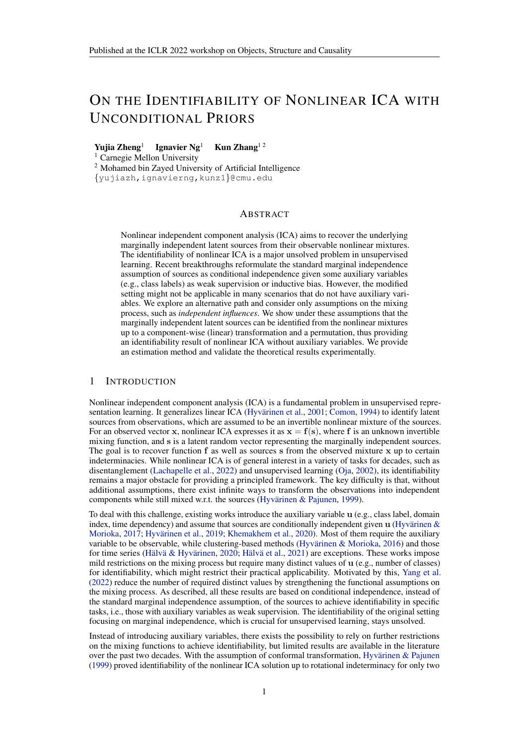# ON THE IDENTIFIABILITY OF NONLINEAR ICA WITH UNCONDITIONAL PRIORS

**Yujia Zheng**[1] **Ignavier Ng**[1] **Kun Zhang**[1,2]
[1] Carnegie Mellon University
[2] Mohamed bin Zayed University of Artificial Intelligence
{yujiazh,ignavierng,kunz1}@cmu.edu

## ABSTRACT

Nonlinear independent component analysis (ICA) aims to recover the underlying marginally independent latent sources from their observable nonlinear mixtures. The identifiability of nonlinear ICA is a major unsolved problem in unsupervised learning. Recent breakthroughs reformulate the standard marginal independence assumption of sources as conditional independence given some auxiliary variables (e.g., class labels) as weak supervision or inductive bias. However, the modified setting might not be applicable in many scenarios that do not have auxiliary variables. We explore an alternative path and consider only assumptions on the mixing process, such as *independent influences*. We show under these assumptions that the marginally independent latent sources can be identified from the nonlinear mixtures up to a component-wise (linear) transformation and a permutation, thus providing an identifiability result of nonlinear ICA without auxiliary variables. We provide an estimation method and validate the theoretical results experimentally.

## 1 INTRODUCTION

Nonlinear independent component analysis (ICA) is a fundamental problem in unsupervised representation learning. It generalizes linear ICA (Hyvärinen et al., 2001; Comon, 1994) to identify latent sources from observations, which are assumed to be an invertible nonlinear mixture of the sources. For an observed vector $\mathbf{x}$, nonlinear ICA expresses it as $\mathbf{x} = \mathbf{f}(\mathbf{s})$, where $\mathbf{f}$ is an unknown invertible mixing function, and $\mathbf{s}$ is a latent random vector representing the marginally independent sources. The goal is to recover function $\mathbf{f}$ as well as sources $\mathbf{s}$ from the observed mixture $\mathbf{x}$ up to certain indeterminacies. While nonlinear ICA is of general interest in a variety of tasks for decades, such as disentanglement (Lachapelle et al., 2022) and unsupervised learning (Oja, 2002), its identifiability remains a major obstacle for providing a principled framework. The key difficulty is that, without additional assumptions, there exist infinite ways to transform the observations into independent components while still mixed w.r.t. the sources (Hyvärinen & Pajunen, 1999).

To deal with this challenge, existing works introduce the auxiliary variable $\mathbf{u}$ (e.g., class label, domain index, time dependency) and assume that sources are conditionally independent given $\mathbf{u}$ (Hyvärinen & Morioka, 2017; Hyvärinen et al., 2019; Khemakhem et al., 2020). Most of them require the auxiliary variable to be observable, while clustering-based methods (Hyvärinen & Morioka, 2016) and those for time series (Hälvä & Hyvärinen, 2020; Hälvä et al., 2021) are exceptions. These works impose mild restrictions on the mixing process but require many distinct values of $\mathbf{u}$ (e.g., number of classes) for identifiability, which might restrict their practical applicability. Motivated by this, Yang et al. (2022) reduce the number of required distinct values by strengthening the functional assumptions on the mixing process. As described, all these results are based on conditional independence, instead of the standard marginal independence assumption, of the sources to achieve identifiability in specific tasks, i.e., those with auxiliary variables as weak supervision. The identifiability of the original setting focusing on marginal independence, which is crucial for unsupervised learning, stays unsolved.

Instead of introducing auxiliary variables, there exists the possibility to rely on further restrictions on the mixing functions to achieve identifiability, but limited results are available in the literature over the past two decades. With the assumption of conformal transformation, Hyvärinen & Pajunen (1999) proved identifiability of the nonlinear ICA solution up to rotational indeterminacy for only two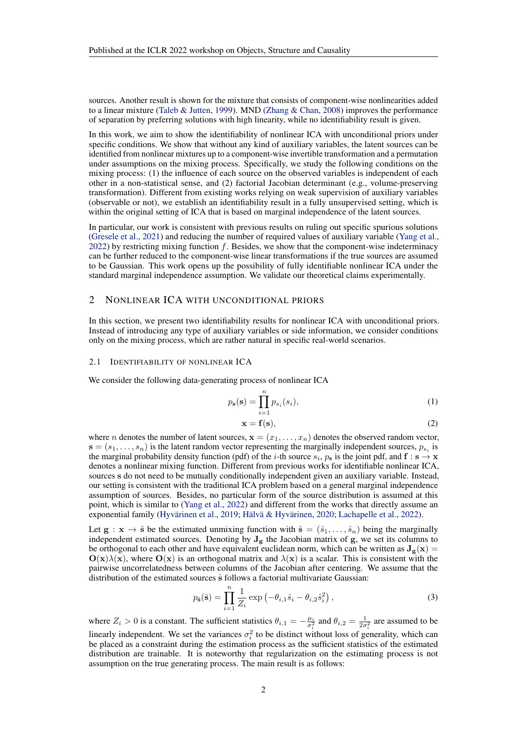sources. Another result is shown for the mixture that consists of component-wise nonlinearities added to a linear mixture (Taleb & Jutten, 1999). MND (Zhang & Chan, 2008) improves the performance of separation by preferring solutions with high linearity, while no identifiability result is given.

In this work, we aim to show the identifiability of nonlinear ICA with unconditional priors under specific conditions. We show that without any kind of auxiliary variables, the latent sources can be identified from nonlinear mixtures up to a component-wise invertible transformation and a permutation under assumptions on the mixing process. Specifically, we study the following conditions on the mixing process: (1) the influence of each source on the observed variables is independent of each other in a non-statistical sense, and (2) factorial Jacobian determinant (e.g., volume-preserving transformation). Different from existing works relying on weak supervision of auxiliary variables (observable or not), we establish an identifiability result in a fully unsupervised setting, which is within the original setting of ICA that is based on marginal independence of the latent sources.

In particular, our work is consistent with previous results on ruling out specific spurious solutions (Gresele et al., 2021) and reducing the number of required values of auxiliary variable (Yang et al., 2022) by restricting mixing function $f$. Besides, we show that the component-wise indeterminacy can be further reduced to the component-wise linear transformations if the true sources are assumed to be Gaussian. This work opens up the possibility of fully identifiable nonlinear ICA under the standard marginal independence assumption. We validate our theoretical claims experimentally.

## 2 Nonlinear ICA with Unconditional Priors

In this section, we present two identifiability results for nonlinear ICA with unconditional priors. Instead of introducing any type of auxiliary variables or side information, we consider conditions only on the mixing process, which are rather natural in specific real-world scenarios.

### 2.1 Identifiability of Nonlinear ICA

We consider the following data-generating process of nonlinear ICA

$$p_{\mathbf{s}}(\mathbf{s}) = \prod_{i=1}^{n} p_{s_i}(s_i), \tag{1}$$

$$\mathbf{x} = \mathbf{f}(\mathbf{s}), \tag{2}$$

where $n$ denotes the number of latent sources, $\mathbf{x} = (x_1, \ldots, x_n)$ denotes the observed random vector, $\mathbf{s} = (s_1, \ldots, s_n)$ is the latent random vector representing the marginally independent sources, $p_{s_i}$ is the marginal probability density function (pdf) of the $i$-th source $s_i$, $p_{\mathbf{s}}$ is the joint pdf, and $\mathbf{f} : \mathbf{s} \rightarrow \mathbf{x}$ denotes a nonlinear mixing function. Different from previous works for identifiable nonlinear ICA, sources $\mathbf{s}$ do not need to be mutually conditionally independent given an auxiliary variable. Instead, our setting is consistent with the traditional ICA problem based on a general marginal independence assumption of sources. Besides, no particular form of the source distribution is assumed at this point, which is similar to (Yang et al., 2022) and different from the works that directly assume an exponential family (Hyvärinen et al., 2019; Hälvä & Hyvärinen, 2020; Lachapelle et al., 2022).

Let $\mathbf{g} : \mathbf{x} \rightarrow \hat{\mathbf{s}}$ be the estimated unmixing function with $\hat{\mathbf{s}} = (\hat{s}_1, \ldots, \hat{s}_n)$ being the marginally independent estimated sources. Denoting by $\mathbf{J}_{\mathbf{g}}$ the Jacobian matrix of $\mathbf{g}$, we set its columns to be orthogonal to each other and have equivalent euclidean norm, which can be written as $\mathbf{J}_{\mathbf{g}}(\mathbf{x}) = \mathbf{O}(\mathbf{x})\lambda(\mathbf{x})$, where $\mathbf{O}(\mathbf{x})$ is an orthogonal matrix and $\lambda(\mathbf{x})$ is a scalar. This is consistent with the pairwise uncorrelatedness between columns of the Jacobian after centering. We assume that the distribution of the estimated sources $\hat{\mathbf{s}}$ follows a factorial multivariate Gaussian:

$$p_{\hat{\mathbf{s}}}(\hat{\mathbf{s}}) = \prod_{i=1}^{n} \frac{1}{Z_i} \exp\left(-\theta_{i,1}\hat{s}_i - \theta_{i,2}\hat{s}_i^2\right), \tag{3}$$

where $Z_i > 0$ is a constant. The sufficient statistics $\theta_{i,1} = -\frac{\mu_i}{\sigma_i^2}$ and $\theta_{i,2} = \frac{1}{2\sigma_i^2}$ are assumed to be linearly independent. We set the variances $\sigma_i^2$ to be distinct without loss of generality, which can be placed as a constraint during the estimation process as the sufficient statistics of the estimated distribution are trainable. It is noteworthy that regularization on the estimating process is not assumption on the true generating process. The main result is as follows: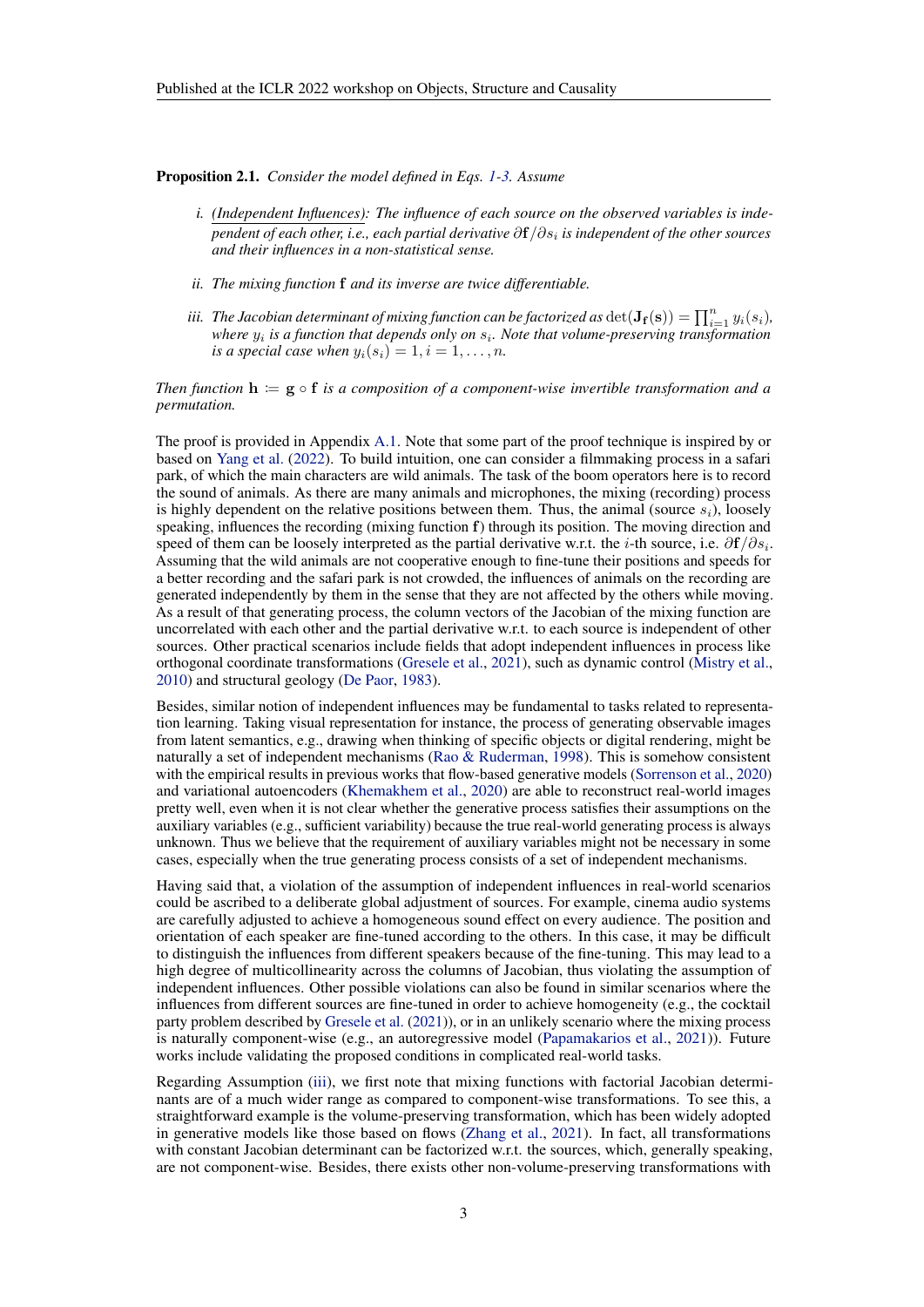**Proposition 2.1.** *Consider the model defined in Eqs. 1-3. Assume*

*i. (Independent Influences): The influence of each source on the observed variables is independent of each other, i.e., each partial derivative $\partial \mathbf{f}/\partial s_i$ is independent of the other sources and their influences in a non-statistical sense.*

*ii. The mixing function $\mathbf{f}$ and its inverse are twice differentiable.*

*iii. The Jacobian determinant of mixing function can be factorized as $\det(\mathbf{J}_{\mathbf{f}}(\mathbf{s})) = \prod_{i=1}^{n} y_i(s_i)$, where $y_i$ is a function that depends only on $s_i$. Note that volume-preserving transformation is a special case when $y_i(s_i) = 1, i = 1, \ldots, n$.*

*Then function $\mathbf{h} \coloneqq \mathbf{g} \circ \mathbf{f}$ is a composition of a component-wise invertible transformation and a permutation.*

The proof is provided in Appendix A.1. Note that some part of the proof technique is inspired by or based on Yang et al. (2022). To build intuition, one can consider a filmmaking process in a safari park, of which the main characters are wild animals. The task of the boom operators here is to record the sound of animals. As there are many animals and microphones, the mixing (recording) process is highly dependent on the relative positions between them. Thus, the animal (source $s_i$), loosely speaking, influences the recording (mixing function $\mathbf{f}$) through its position. The moving direction and speed of them can be loosely interpreted as the partial derivative w.r.t. the $i$-th source, i.e. $\partial \mathbf{f}/\partial s_i$. Assuming that the wild animals are not cooperative enough to fine-tune their positions and speeds for a better recording and the safari park is not crowded, the influences of animals on the recording are generated independently by them in the sense that they are not affected by the others while moving. As a result of that generating process, the column vectors of the Jacobian of the mixing function are uncorrelated with each other and the partial derivative w.r.t. to each source is independent of other sources. Other practical scenarios include fields that adopt independent influences in process like orthogonal coordinate transformations (Gresele et al., 2021), such as dynamic control (Mistry et al., 2010) and structural geology (De Paor, 1983).

Besides, similar notion of independent influences may be fundamental to tasks related to representation learning. Taking visual representation for instance, the process of generating observable images from latent semantics, e.g., drawing when thinking of specific objects or digital rendering, might be naturally a set of independent mechanisms (Rao & Ruderman, 1998). This is somehow consistent with the empirical results in previous works that flow-based generative models (Sorrenson et al., 2020) and variational autoencoders (Khemakhem et al., 2020) are able to reconstruct real-world images pretty well, even when it is not clear whether the generative process satisfies their assumptions on the auxiliary variables (e.g., sufficient variability) because the true real-world generating process is always unknown. Thus we believe that the requirement of auxiliary variables might not be necessary in some cases, especially when the true generating process consists of a set of independent mechanisms.

Having said that, a violation of the assumption of independent influences in real-world scenarios could be ascribed to a deliberate global adjustment of sources. For example, cinema audio systems are carefully adjusted to achieve a homogeneous sound effect on every audience. The position and orientation of each speaker are fine-tuned according to the others. In this case, it may be difficult to distinguish the influences from different speakers because of the fine-tuning. This may lead to a high degree of multicollinearity across the columns of Jacobian, thus violating the assumption of independent influences. Other possible violations can also be found in similar scenarios where the influences from different sources are fine-tuned in order to achieve homogeneity (e.g., the cocktail party problem described by Gresele et al. (2021)), or in an unlikely scenario where the mixing process is naturally component-wise (e.g., an autoregressive model (Papamakarios et al., 2021)). Future works include validating the proposed conditions in complicated real-world tasks.

Regarding Assumption (iii), we first note that mixing functions with factorial Jacobian determinants are of a much wider range as compared to component-wise transformations. To see this, a straightforward example is the volume-preserving transformation, which has been widely adopted in generative models like those based on flows (Zhang et al., 2021). In fact, all transformations with constant Jacobian determinant can be factorized w.r.t. the sources, which, generally speaking, are not component-wise. Besides, there exists other non-volume-preserving transformations with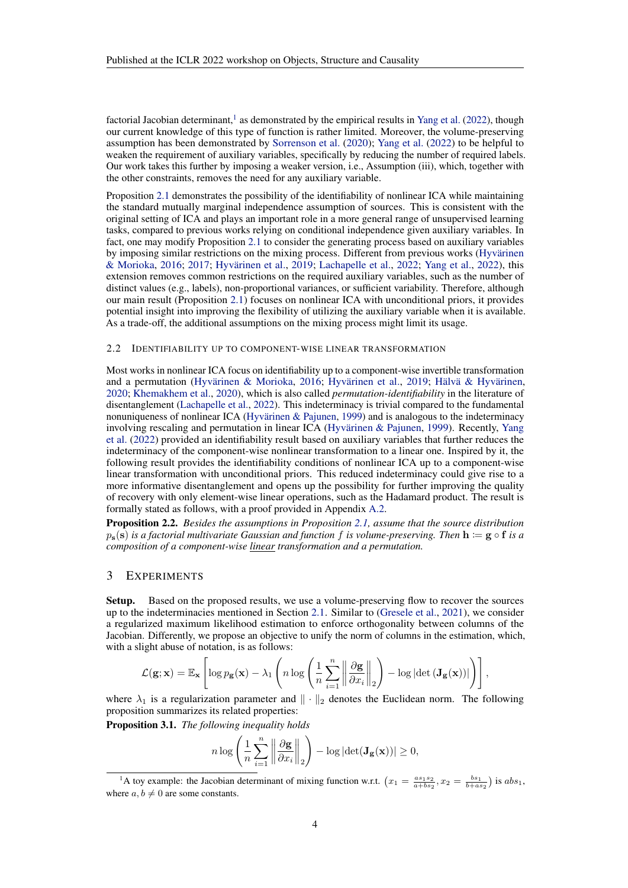factorial Jacobian determinant,[1] as demonstrated by the empirical results in Yang et al. (2022), though our current knowledge of this type of function is rather limited. Moreover, the volume-preserving assumption has been demonstrated by Sorrenson et al. (2020); Yang et al. (2022) to be helpful to weaken the requirement of auxiliary variables, specifically by reducing the number of required labels. Our work takes this further by imposing a weaker version, i.e., Assumption (iii), which, together with the other constraints, removes the need for any auxiliary variable.

Proposition 2.1 demonstrates the possibility of the identifiability of nonlinear ICA while maintaining the standard mutually marginal independence assumption of sources. This is consistent with the original setting of ICA and plays an important role in a more general range of unsupervised learning tasks, compared to previous works relying on conditional independence given auxiliary variables. In fact, one may modify Proposition 2.1 to consider the generating process based on auxiliary variables by imposing similar restrictions on the mixing process. Different from previous works (Hyvärinen & Morioka, 2016; 2017; Hyvärinen et al., 2019; Lachapelle et al., 2022; Yang et al., 2022), this extension removes common restrictions on the required auxiliary variables, such as the number of distinct values (e.g., labels), non-proportional variances, or sufficient variability. Therefore, although our main result (Proposition 2.1) focuses on nonlinear ICA with unconditional priors, it provides potential insight into improving the flexibility of utilizing the auxiliary variable when it is available. As a trade-off, the additional assumptions on the mixing process might limit its usage.

### 2.2 Identifiability up to component-wise linear transformation

Most works in nonlinear ICA focus on identifiability up to a component-wise invertible transformation and a permutation (Hyvärinen & Morioka, 2016; Hyvärinen et al., 2019; Hälvä & Hyvärinen, 2020; Khemakhem et al., 2020), which is also called *permutation-identifiability* in the literature of disentanglement (Lachapelle et al., 2022). This indeterminacy is trivial compared to the fundamental nonuniqueness of nonlinear ICA (Hyvärinen & Pajunen, 1999) and is analogous to the indeterminacy involving rescaling and permutation in linear ICA (Hyvärinen & Pajunen, 1999). Recently, Yang et al. (2022) provided an identifiability result based on auxiliary variables that further reduces the indeterminacy of the component-wise nonlinear transformation to a linear one. Inspired by it, the following result provides the identifiability conditions of nonlinear ICA up to a component-wise linear transformation with unconditional priors. This reduced indeterminacy could give rise to a more informative disentanglement and opens up the possibility for further improving the quality of recovery with only element-wise linear operations, such as the Hadamard product. The result is formally stated as follows, with a proof provided in Appendix A.2.

**Proposition 2.2.** *Besides the assumptions in Proposition 2.1, assume that the source distribution $p_{\mathbf{s}}(\mathbf{s})$ is a factorial multivariate Gaussian and function $f$ is volume-preserving. Then $\mathbf{h} \coloneqq \mathbf{g} \circ \mathbf{f}$ is a composition of a component-wise linear transformation and a permutation.*

## 3 Experiments

**Setup.** Based on the proposed results, we use a volume-preserving flow to recover the sources up to the indeterminacies mentioned in Section 2.1. Similar to (Gresele et al., 2021), we consider a regularized maximum likelihood estimation to enforce orthogonality between columns of the Jacobian. Differently, we propose an objective to unify the norm of columns in the estimation, which, with a slight abuse of notation, is as follows:

$$\mathcal{L}(\mathbf{g}; \mathbf{x}) = \mathbb{E}_{\mathbf{x}} \left[ \log p_{\mathbf{g}}(\mathbf{x}) - \lambda_1 \left( n \log \left( \frac{1}{n} \sum_{i=1}^{n} \left\| \frac{\partial \mathbf{g}}{\partial x_i} \right\|_2 \right) - \log \left| \det \left( \mathbf{J}_{\mathbf{g}}(\mathbf{x}) \right) \right| \right) \right],$$

where $\lambda_1$ is a regularization parameter and $\| \cdot \|_2$ denotes the Euclidean norm. The following proposition summarizes its related properties:

**Proposition 3.1.** *The following inequality holds*

$$n \log \left( \frac{1}{n} \sum_{i=1}^{n} \left\| \frac{\partial \mathbf{g}}{\partial x_i} \right\|_2 \right) - \log \left| \det(\mathbf{J}_{\mathbf{g}}(\mathbf{x})) \right| \geq 0,$$

[1] A toy example: the Jacobian determinant of mixing function w.r.t. $\left(x_1 = \frac{a s_1 s_2}{a + b s_2}, x_2 = \frac{b s_1}{b + a s_2}\right)$ is $a b s_1$, where $a, b \neq 0$ are some constants.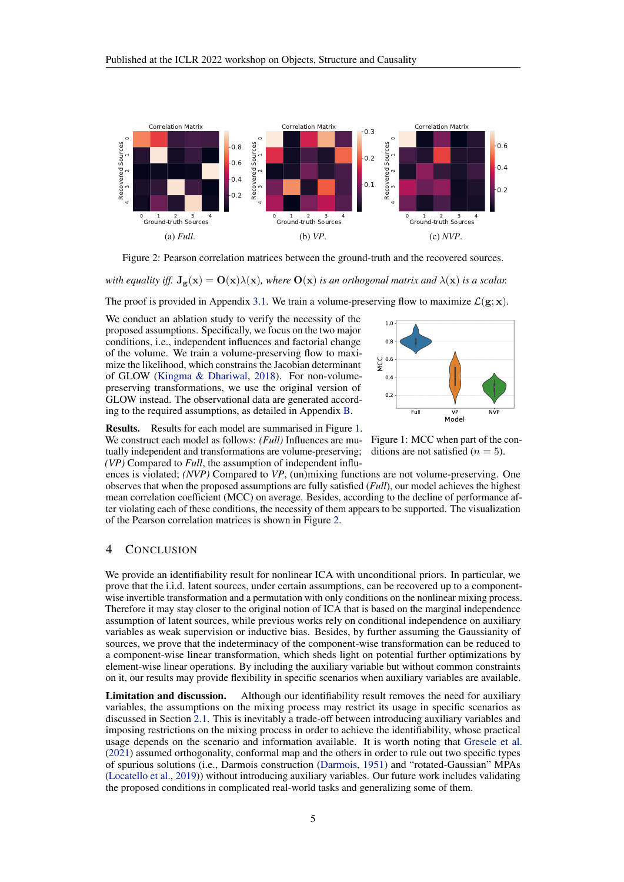Figure 2: Pearson correlation matrices between the ground-truth and the recovered sources.

*with equality iff.* $\mathbf{J}_{\mathbf{g}}(\mathbf{x}) = \mathbf{O}(\mathbf{x})\lambda(\mathbf{x})$*, where* $\mathbf{O}(\mathbf{x})$ *is an orthogonal matrix and* $\lambda(\mathbf{x})$ *is a scalar.*

The proof is provided in Appendix 3.1. We train a volume-preserving flow to maximize $\mathcal{L}(\mathbf{g}; \mathbf{x})$.

We conduct an ablation study to verify the necessity of the proposed assumptions. Specifically, we focus on the two major conditions, i.e., independent influences and factorial change of the volume. We train a volume-preserving flow to maximize the likelihood, which constrains the Jacobian determinant of GLOW (Kingma & Dhariwal, 2018). For non-volume-preserving transformations, we use the original version of GLOW instead. The observational data are generated according to the required assumptions, as detailed in Appendix B.

Figure 1: MCC when part of the conditions are not satisfied ($n = 5$).

**Results.** Results for each model are summarised in Figure 1. We construct each model as follows: *(Full)* Influences are mutually independent and transformations are volume-preserving; *(VP)* Compared to *Full*, the assumption of independent influences is violated; *(NVP)* Compared to *VP*, (un)mixing functions are not volume-preserving. One observes that when the proposed assumptions are fully satisfied (*Full*), our model achieves the highest mean correlation coefficient (MCC) on average. Besides, according to the decline of performance after violating each of these conditions, the necessity of them appears to be supported. The visualization of the Pearson correlation matrices is shown in Figure 2.

## 4 Conclusion

We provide an identifiability result for nonlinear ICA with unconditional priors. In particular, we prove that the i.i.d. latent sources, under certain assumptions, can be recovered up to a component-wise invertible transformation and a permutation with only conditions on the nonlinear mixing process. Therefore it may stay closer to the original notion of ICA that is based on the marginal independence assumption of latent sources, while previous works rely on conditional independence on auxiliary variables as weak supervision or inductive bias. Besides, by further assuming the Gaussianity of sources, we prove that the indeterminacy of the component-wise transformation can be reduced to a component-wise linear transformation, which sheds light on potential further optimizations by element-wise linear operations. By including the auxiliary variable but without common constraints on it, our results may provide flexibility in specific scenarios when auxiliary variables are available.

**Limitation and discussion.** Although our identifiability result removes the need for auxiliary variables, the assumptions on the mixing process may restrict its usage in specific scenarios as discussed in Section 2.1. This is inevitably a trade-off between introducing auxiliary variables and imposing restrictions on the mixing process in order to achieve the identifiability, whose practical usage depends on the scenario and information available. It is worth noting that Gresele et al. (2021) assumed orthogonality, conformal map and the others in order to rule out two specific types of spurious solutions (i.e., Darmois construction (Darmois, 1951) and "rotated-Gaussian" MPAs (Locatello et al., 2019)) without introducing auxiliary variables. Our future work includes validating the proposed conditions in complicated real-world tasks and generalizing some of them.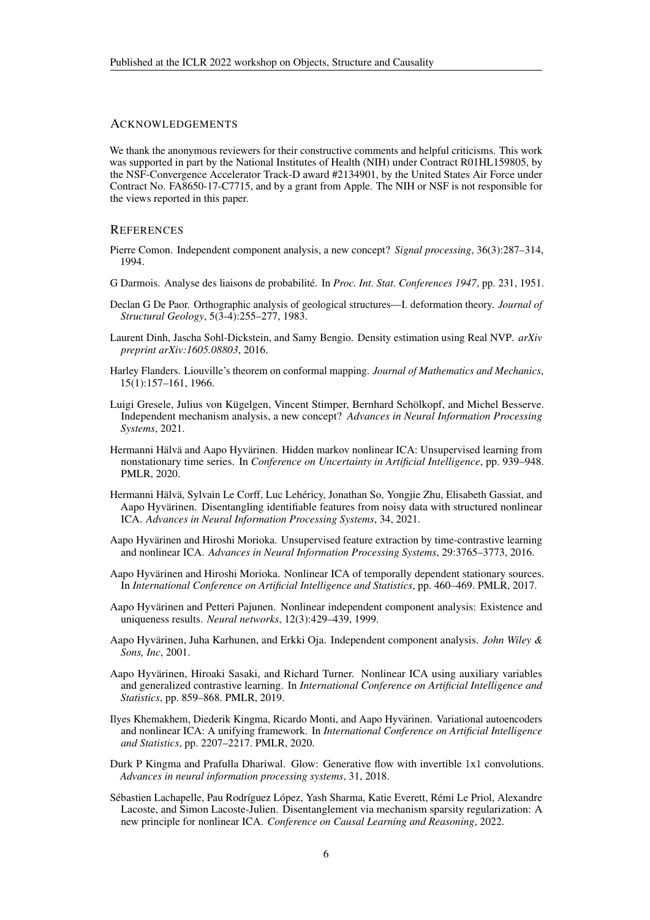## Acknowledgements

We thank the anonymous reviewers for their constructive comments and helpful criticisms. This work was supported in part by the National Institutes of Health (NIH) under Contract R01HL159805, by the NSF-Convergence Accelerator Track-D award #2134901, by the United States Air Force under Contract No. FA8650-17-C7715, and by a grant from Apple. The NIH or NSF is not responsible for the views reported in this paper.

## References

Pierre Comon. Independent component analysis, a new concept? *Signal processing*, 36(3):287–314, 1994.

G Darmois. Analyse des liaisons de probabilité. In *Proc. Int. Stat. Conferences 1947*, pp. 231, 1951.

Declan G De Paor. Orthographic analysis of geological structures—I. deformation theory. *Journal of Structural Geology*, 5(3-4):255–277, 1983.

Laurent Dinh, Jascha Sohl-Dickstein, and Samy Bengio. Density estimation using Real NVP. *arXiv preprint arXiv:1605.08803*, 2016.

Harley Flanders. Liouville's theorem on conformal mapping. *Journal of Mathematics and Mechanics*, 15(1):157–161, 1966.

Luigi Gresele, Julius von Kügelgen, Vincent Stimper, Bernhard Schölkopf, and Michel Besserve. Independent mechanism analysis, a new concept? *Advances in Neural Information Processing Systems*, 2021.

Hermanni Hälvä and Aapo Hyvärinen. Hidden markov nonlinear ICA: Unsupervised learning from nonstationary time series. In *Conference on Uncertainty in Artificial Intelligence*, pp. 939–948. PMLR, 2020.

Hermanni Hälvä, Sylvain Le Corff, Luc Lehéricy, Jonathan So, Yongjie Zhu, Elisabeth Gassiat, and Aapo Hyvärinen. Disentangling identifiable features from noisy data with structured nonlinear ICA. *Advances in Neural Information Processing Systems*, 34, 2021.

Aapo Hyvärinen and Hiroshi Morioka. Unsupervised feature extraction by time-contrastive learning and nonlinear ICA. *Advances in Neural Information Processing Systems*, 29:3765–3773, 2016.

Aapo Hyvärinen and Hiroshi Morioka. Nonlinear ICA of temporally dependent stationary sources. In *International Conference on Artificial Intelligence and Statistics*, pp. 460–469. PMLR, 2017.

Aapo Hyvärinen and Petteri Pajunen. Nonlinear independent component analysis: Existence and uniqueness results. *Neural networks*, 12(3):429–439, 1999.

Aapo Hyvärinen, Juha Karhunen, and Erkki Oja. Independent component analysis. *John Wiley & Sons, Inc*, 2001.

Aapo Hyvärinen, Hiroaki Sasaki, and Richard Turner. Nonlinear ICA using auxiliary variables and generalized contrastive learning. In *International Conference on Artificial Intelligence and Statistics*, pp. 859–868. PMLR, 2019.

Ilyes Khemakhem, Diederik Kingma, Ricardo Monti, and Aapo Hyvärinen. Variational autoencoders and nonlinear ICA: A unifying framework. In *International Conference on Artificial Intelligence and Statistics*, pp. 2207–2217. PMLR, 2020.

Durk P Kingma and Prafulla Dhariwal. Glow: Generative flow with invertible 1x1 convolutions. *Advances in neural information processing systems*, 31, 2018.

Sébastien Lachapelle, Pau Rodríguez López, Yash Sharma, Katie Everett, Rémi Le Priol, Alexandre Lacoste, and Simon Lacoste-Julien. Disentanglement via mechanism sparsity regularization: A new principle for nonlinear ICA. *Conference on Causal Learning and Reasoning*, 2022.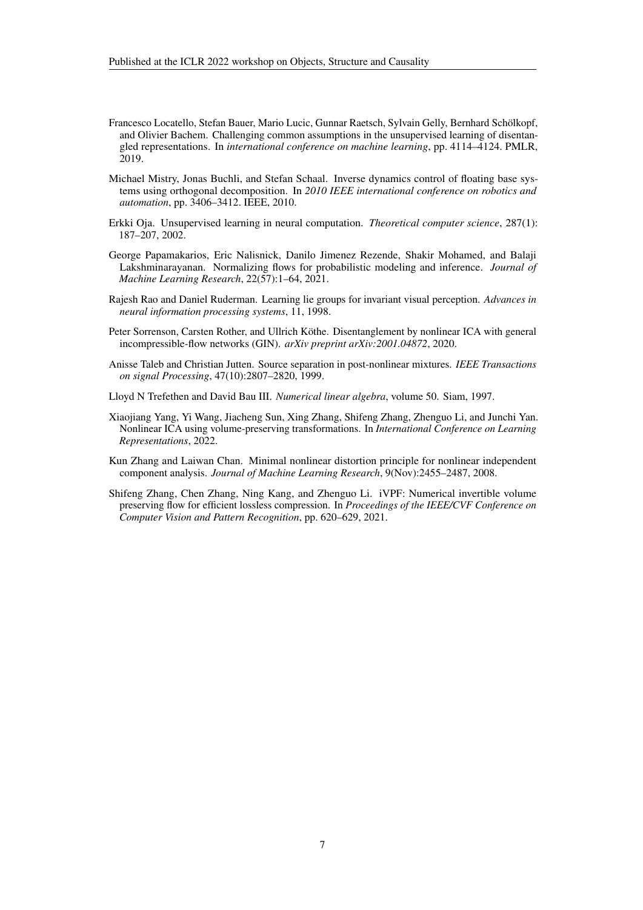Francesco Locatello, Stefan Bauer, Mario Lucic, Gunnar Raetsch, Sylvain Gelly, Bernhard Schölkopf, and Olivier Bachem. Challenging common assumptions in the unsupervised learning of disentangled representations. In *international conference on machine learning*, pp. 4114–4124. PMLR, 2019.

Michael Mistry, Jonas Buchli, and Stefan Schaal. Inverse dynamics control of floating base systems using orthogonal decomposition. In *2010 IEEE international conference on robotics and automation*, pp. 3406–3412. IEEE, 2010.

Erkki Oja. Unsupervised learning in neural computation. *Theoretical computer science*, 287(1): 187–207, 2002.

George Papamakarios, Eric Nalisnick, Danilo Jimenez Rezende, Shakir Mohamed, and Balaji Lakshminarayanan. Normalizing flows for probabilistic modeling and inference. *Journal of Machine Learning Research*, 22(57):1–64, 2021.

Rajesh Rao and Daniel Ruderman. Learning lie groups for invariant visual perception. *Advances in neural information processing systems*, 11, 1998.

Peter Sorrenson, Carsten Rother, and Ullrich Köthe. Disentanglement by nonlinear ICA with general incompressible-flow networks (GIN). *arXiv preprint arXiv:2001.04872*, 2020.

Anisse Taleb and Christian Jutten. Source separation in post-nonlinear mixtures. *IEEE Transactions on signal Processing*, 47(10):2807–2820, 1999.

Lloyd N Trefethen and David Bau III. *Numerical linear algebra*, volume 50. Siam, 1997.

Xiaojiang Yang, Yi Wang, Jiacheng Sun, Xing Zhang, Shifeng Zhang, Zhenguo Li, and Junchi Yan. Nonlinear ICA using volume-preserving transformations. In *International Conference on Learning Representations*, 2022.

Kun Zhang and Laiwan Chan. Minimal nonlinear distortion principle for nonlinear independent component analysis. *Journal of Machine Learning Research*, 9(Nov):2455–2487, 2008.

Shifeng Zhang, Chen Zhang, Ning Kang, and Zhenguo Li. iVPF: Numerical invertible volume preserving flow for efficient lossless compression. In *Proceedings of the IEEE/CVF Conference on Computer Vision and Pattern Recognition*, pp. 620–629, 2021.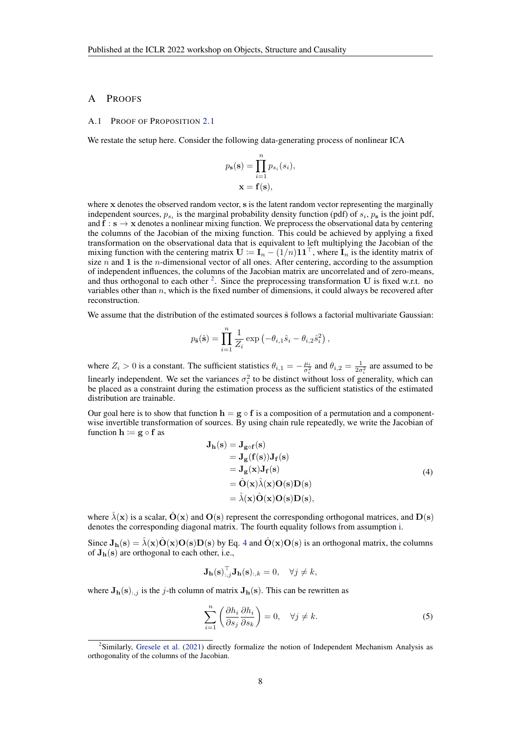# A Proofs

## A.1 Proof of Proposition 2.1

We restate the setup here. Consider the following data-generating process of nonlinear ICA

$$
\begin{aligned}
p_{\mathbf{s}}(\mathbf{s}) &= \prod_{i=1}^{n} p_{s_i}(s_i), \\
\mathbf{x} &= \mathbf{f}(\mathbf{s}),
\end{aligned}
$$

where $\mathbf{x}$ denotes the observed random vector, $\mathbf{s}$ is the latent random vector representing the marginally independent sources, $p_{s_i}$ is the marginal probability density function (pdf) of $s_i$, $p_{\mathbf{s}}$ is the joint pdf, and $\mathbf{f} : \mathbf{s} \rightarrow \mathbf{x}$ denotes a nonlinear mixing function. We preprocess the observational data by centering the columns of the Jacobian of the mixing function. This could be achieved by applying a fixed transformation on the observational data that is equivalent to left multiplying the Jacobian of the mixing function with the centering matrix $\mathbf{U} := \mathbf{I}_n - (1/n)\mathbf{1}\mathbf{1}^\top$, where $\mathbf{I}_n$ is the identity matrix of size $n$ and $\mathbf{1}$ is the $n$-dimensional vector of all ones. After centering, according to the assumption of independent influences, the columns of the Jacobian matrix are uncorrelated and of zero-means, and thus orthogonal to each other [2]. Since the preprocessing transformation $\mathbf{U}$ is fixed w.r.t. no variables other than $n$, which is the fixed number of dimensions, it could always be recovered after reconstruction.

We assume that the distribution of the estimated sources $\hat{\mathbf{s}}$ follows a factorial multivariate Gaussian:

$$
p_{\hat{\mathbf{s}}}(\hat{\mathbf{s}}) = \prod_{i=1}^{n} \frac{1}{Z_i} \exp\left(-\theta_{i,1}\hat{s}_i - \theta_{i,2}\hat{s}_i^2\right),
$$

where $Z_i > 0$ is a constant. The sufficient statistics $\theta_{i,1} = -\frac{\mu_i}{\sigma_i^2}$ and $\theta_{i,2} = \frac{1}{2\sigma_i^2}$ are assumed to be linearly independent. We set the variances $\sigma_i^2$ to be distinct without loss of generality, which can be placed as a constraint during the estimation process as the sufficient statistics of the estimated distribution are trainable.

Our goal here is to show that function $\mathbf{h} = \mathbf{g} \circ \mathbf{f}$ is a composition of a permutation and a component-wise invertible transformation of sources. By using chain rule repeatedly, we write the Jacobian of function $\mathbf{h} := \mathbf{g} \circ \mathbf{f}$ as

$$
\begin{aligned}
\mathbf{J_h}(\mathbf{s}) &= \mathbf{J}_{\mathbf{g}\circ\mathbf{f}}(\mathbf{s}) \\
&= \mathbf{J_g}(\mathbf{f}(\mathbf{s}))\mathbf{J_f}(\mathbf{s}) \\
&= \mathbf{J_g}(\mathbf{x})\mathbf{J_f}(\mathbf{s}) \\
&= \hat{\mathbf{O}}(\mathbf{x})\hat{\lambda}(\mathbf{x})\mathbf{O}(\mathbf{s})\mathbf{D}(\mathbf{s}) \\
&= \hat{\lambda}(\mathbf{x})\hat{\mathbf{O}}(\mathbf{x})\mathbf{O}(\mathbf{s})\mathbf{D}(\mathbf{s}),
\end{aligned} \tag{4}
$$

where $\hat{\lambda}(\mathbf{x})$ is a scalar, $\hat{\mathbf{O}}(\mathbf{x})$ and $\mathbf{O}(\mathbf{s})$ represent the corresponding orthogonal matrices, and $\mathbf{D}(\mathbf{s})$ denotes the corresponding diagonal matrix. The fourth equality follows from assumption i.

Since $\mathbf{J_h}(\mathbf{s}) = \hat{\lambda}(\mathbf{x})\hat{\mathbf{O}}(\mathbf{x})\mathbf{O}(\mathbf{s})\mathbf{D}(\mathbf{s})$ by Eq. 4 and $\hat{\mathbf{O}}(\mathbf{x})\mathbf{O}(\mathbf{s})$ is an orthogonal matrix, the columns of $\mathbf{J_h}(\mathbf{s})$ are orthogonal to each other, i.e.,

$$
\mathbf{J_h}(\mathbf{s})_{:,j}^\top \mathbf{J_h}(\mathbf{s})_{:,k} = 0, \quad \forall j \neq k,
$$

where $\mathbf{J_h}(\mathbf{s})_{:,j}$ is the $j$-th column of matrix $\mathbf{J_h}(\mathbf{s})$. This can be rewritten as

$$
\sum_{i=1}^{n} \left( \frac{\partial h_i}{\partial s_j} \frac{\partial h_i}{\partial s_k} \right) = 0, \quad \forall j \neq k. \tag{5}
$$

[2] Similarly, Gresele et al. (2021) directly formalize the notion of Independent Mechanism Analysis as orthogonality of the columns of the Jacobian.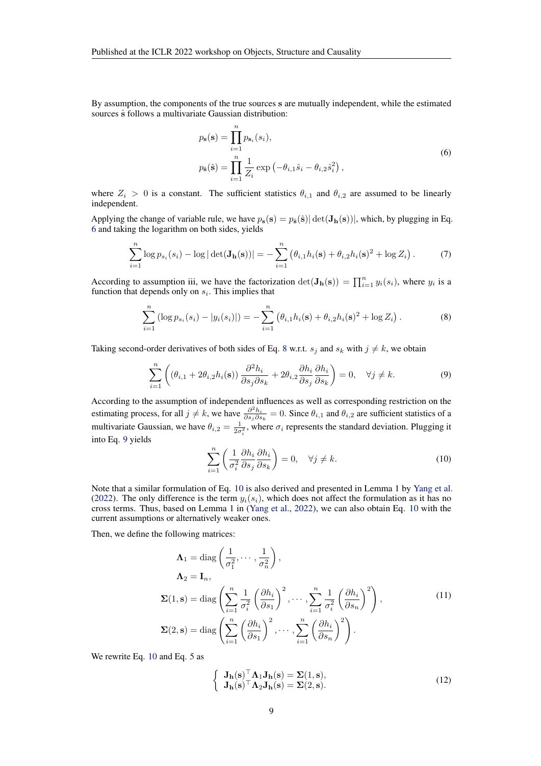By assumption, the components of the true sources $\mathbf{s}$ are mutually independent, while the estimated sources $\hat{\mathbf{s}}$ follows a multivariate Gaussian distribution:

$$
\begin{aligned}
p_{\mathbf{s}}(\mathbf{s}) &= \prod_{i=1}^{n} p_{\mathbf{s}_i}(s_i), \\
p_{\hat{\mathbf{s}}}(\hat{\mathbf{s}}) &= \prod_{i=1}^{n} \frac{1}{Z_i} \exp\left(-\theta_{i,1}\hat{s}_i - \theta_{i,2}\hat{s}_i^2\right),
\end{aligned} \tag{6}
$$

where $Z_i > 0$ is a constant. The sufficient statistics $\theta_{i,1}$ and $\theta_{i,2}$ are assumed to be linearly independent.

Applying the change of variable rule, we have $p_{\mathbf{s}}(\mathbf{s}) = p_{\hat{\mathbf{s}}}(\hat{\mathbf{s}})|\det(\mathbf{J_h}(\mathbf{s}))|$, which, by plugging in Eq. 6 and taking the logarithm on both sides, yields

$$
\sum_{i=1}^{n} \log p_{s_i}(s_i) - \log|\det(\mathbf{J_h}(\mathbf{s}))| = -\sum_{i=1}^{n} \left(\theta_{i,1}h_i(\mathbf{s}) + \theta_{i,2}h_i(\mathbf{s})^2 + \log Z_i\right). \tag{7}
$$

According to assumption iii, we have the factorization $\det(\mathbf{J_h}(\mathbf{s})) = \prod_{i=1}^{n} y_i(s_i)$, where $y_i$ is a function that depends only on $s_i$. This implies that

$$
\sum_{i=1}^{n} \left(\log p_{s_i}(s_i) - |y_i(s_i)|\right) = -\sum_{i=1}^{n} \left(\theta_{i,1}h_i(\mathbf{s}) + \theta_{i,2}h_i(\mathbf{s})^2 + \log Z_i\right). \tag{8}
$$

Taking second-order derivatives of both sides of Eq. 8 w.r.t. $s_j$ and $s_k$ with $j \neq k$, we obtain

$$
\sum_{i=1}^{n} \left( \left(\theta_{i,1} + 2\theta_{i,2}h_i(\mathbf{s})\right) \frac{\partial^2 h_i}{\partial s_j \partial s_k} + 2\theta_{i,2} \frac{\partial h_i}{\partial s_j} \frac{\partial h_i}{\partial s_k} \right) = 0, \quad \forall j \neq k. \tag{9}
$$

According to the assumption of independent influences as well as corresponding restriction on the estimating process, for all $j \neq k$, we have $\frac{\partial^2 h_i}{\partial s_j \partial s_k} = 0$. Since $\theta_{i,1}$ and $\theta_{i,2}$ are sufficient statistics of a multivariate Gaussian, we have $\theta_{i,2} = \frac{1}{2\sigma_i^2}$, where $\sigma_i$ represents the standard deviation. Plugging it into Eq. 9 yields

$$
\sum_{i=1}^{n} \left( \frac{1}{\sigma_i^2} \frac{\partial h_i}{\partial s_j} \frac{\partial h_i}{\partial s_k} \right) = 0, \quad \forall j \neq k. \tag{10}
$$

Note that a similar formulation of Eq. 10 is also derived and presented in Lemma 1 by Yang et al. (2022). The only difference is the term $y_i(s_i)$, which does not affect the formulation as it has no cross terms. Thus, based on Lemma 1 in (Yang et al., 2022), we can also obtain Eq. 10 with the current assumptions or alternatively weaker ones.

Then, we define the following matrices:

$$
\begin{aligned}
\mathbf{\Lambda}_1 &= \operatorname{diag}\left(\frac{1}{\sigma_1^2}, \cdots, \frac{1}{\sigma_n^2}\right), \\
\mathbf{\Lambda}_2 &= \mathbf{I}_n, \\
\mathbf{\Sigma}(1, \mathbf{s}) &= \operatorname{diag}\left(\sum_{i=1}^{n} \frac{1}{\sigma_i^2}\left(\frac{\partial h_i}{\partial s_1}\right)^2, \cdots, \sum_{i=1}^{n} \frac{1}{\sigma_i^2}\left(\frac{\partial h_i}{\partial s_n}\right)^2\right), \\
\mathbf{\Sigma}(2, \mathbf{s}) &= \operatorname{diag}\left(\sum_{i=1}^{n} \left(\frac{\partial h_i}{\partial s_1}\right)^2, \cdots, \sum_{i=1}^{n} \left(\frac{\partial h_i}{\partial s_n}\right)^2\right).
\end{aligned} \tag{11}
$$

We rewrite Eq. 10 and Eq. 5 as

$$
\begin{cases}
\mathbf{J_h}(\mathbf{s})^\top \mathbf{\Lambda}_1 \mathbf{J_h}(\mathbf{s}) = \mathbf{\Sigma}(1, \mathbf{s}), \\
\mathbf{J_h}(\mathbf{s})^\top \mathbf{\Lambda}_2 \mathbf{J_h}(\mathbf{s}) = \mathbf{\Sigma}(2, \mathbf{s}).
\end{cases} \tag{12}
$$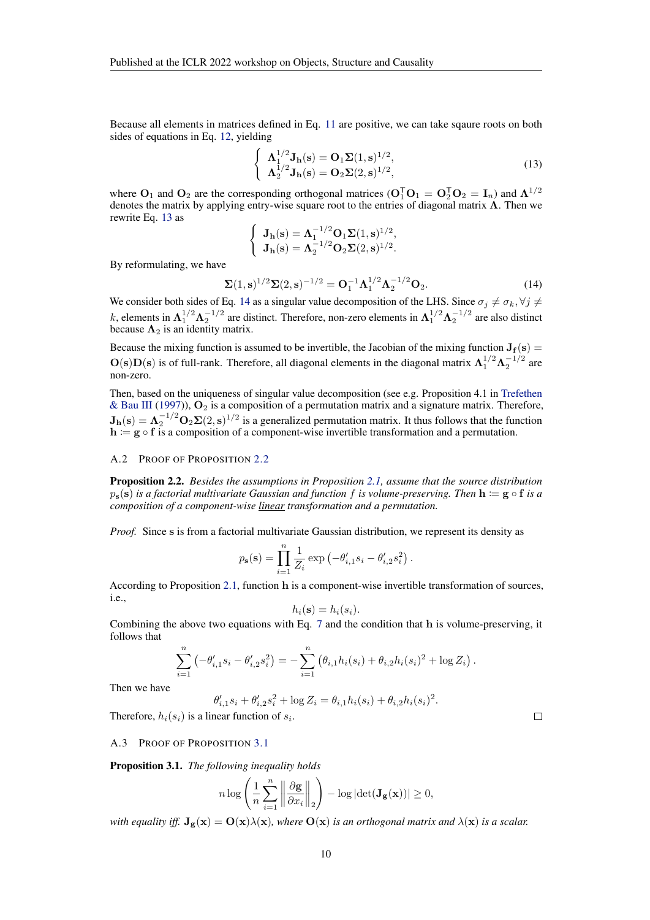Because all elements in matrices defined in Eq. 11 are positive, we can take sqaure roots on both sides of equations in Eq. 12, yielding

$$\begin{cases} \mathbf{\Lambda}_1^{1/2} \mathbf{J_h}(\mathbf{s}) = \mathbf{O}_1 \mathbf{\Sigma}(1, \mathbf{s})^{1/2}, \\ \mathbf{\Lambda}_2^{1/2} \mathbf{J_h}(\mathbf{s}) = \mathbf{O}_2 \mathbf{\Sigma}(2, \mathbf{s})^{1/2}, \end{cases} \tag{13}$$

where $\mathbf{O}_1$ and $\mathbf{O}_2$ are the corresponding orthogonal matrices ($\mathbf{O}_1^\intercal \mathbf{O}_1 = \mathbf{O}_2^\intercal \mathbf{O}_2 = \mathbf{I}_n$) and $\mathbf{\Lambda}^{1/2}$ denotes the matrix by applying entry-wise square root to the entries of diagonal matrix $\mathbf{\Lambda}$. Then we rewrite Eq. 13 as

$$\begin{cases} \mathbf{J_h}(\mathbf{s}) = \mathbf{\Lambda}_1^{-1/2} \mathbf{O}_1 \mathbf{\Sigma}(1, \mathbf{s})^{1/2}, \\ \mathbf{J_h}(\mathbf{s}) = \mathbf{\Lambda}_2^{-1/2} \mathbf{O}_2 \mathbf{\Sigma}(2, \mathbf{s})^{1/2}. \end{cases}$$

By reformulating, we have

$$\mathbf{\Sigma}(1, \mathbf{s})^{1/2} \mathbf{\Sigma}(2, \mathbf{s})^{-1/2} = \mathbf{O}_1^{-1} \mathbf{\Lambda}_1^{1/2} \mathbf{\Lambda}_2^{-1/2} \mathbf{O}_2. \tag{14}$$

We consider both sides of Eq. 14 as a singular value decomposition of the LHS. Since $\sigma_j \neq \sigma_k, \forall j \neq k$, elements in $\mathbf{\Lambda}_1^{1/2} \mathbf{\Lambda}_2^{-1/2}$ are distinct. Therefore, non-zero elements in $\mathbf{\Lambda}_1^{1/2} \mathbf{\Lambda}_2^{-1/2}$ are also distinct because $\mathbf{\Lambda}_2$ is an identity matrix.

Because the mixing function is assumed to be invertible, the Jacobian of the mixing function $\mathbf{J_f}(\mathbf{s}) = \mathbf{O}(\mathbf{s}) \mathbf{D}(\mathbf{s})$ is of full-rank. Therefore, all diagonal elements in the diagonal matrix $\mathbf{\Lambda}_1^{1/2} \mathbf{\Lambda}_2^{-1/2}$ are non-zero.

Then, based on the uniqueness of singular value decomposition (see e.g. Proposition 4.1 in Trefethen & Bau III (1997)), $\mathbf{O}_2$ is a composition of a permutation matrix and a signature matrix. Therefore, $\mathbf{J_h}(\mathbf{s}) = \mathbf{\Lambda}_2^{-1/2} \mathbf{O}_2 \mathbf{\Sigma}(2, \mathbf{s})^{1/2}$ is a generalized permutation matrix. It thus follows that the function $\mathbf{h} \coloneqq \mathbf{g} \circ \mathbf{f}$ is a composition of a component-wise invertible transformation and a permutation.

### A.2 Proof of Proposition 2.2

**Proposition 2.2.** *Besides the assumptions in Proposition 2.1, assume that the source distribution $p_\mathbf{s}(\mathbf{s})$ is a factorial multivariate Gaussian and function $f$ is volume-preserving. Then $\mathbf{h} \coloneqq \mathbf{g} \circ \mathbf{f}$ is a composition of a component-wise <u>linear</u> transformation and a permutation.*

*Proof.* Since $\mathbf{s}$ is from a factorial multivariate Gaussian distribution, we represent its density as

$$p_\mathbf{s}(\mathbf{s}) = \prod_{i=1}^{n} \frac{1}{Z_i} \exp\left(-\theta'_{i,1} s_i - \theta'_{i,2} s_i^2\right).$$

According to Proposition 2.1, function $\mathbf{h}$ is a component-wise invertible transformation of sources, i.e.,

$$h_i(\mathbf{s}) = h_i(s_i).$$

Combining the above two equations with Eq. 7 and the condition that $\mathbf{h}$ is volume-preserving, it follows that

$$\sum_{i=1}^{n} \left(-\theta'_{i,1} s_i - \theta'_{i,2} s_i^2\right) = -\sum_{i=1}^{n} \left(\theta_{i,1} h_i(s_i) + \theta_{i,2} h_i(s_i)^2 + \log Z_i\right).$$

Then we have

$$\theta'_{i,1} s_i + \theta'_{i,2} s_i^2 + \log Z_i = \theta_{i,1} h_i(s_i) + \theta_{i,2} h_i(s_i)^2.$$

Therefore, $h_i(s_i)$ is a linear function of $s_i$. □

### A.3 Proof of Proposition 3.1

**Proposition 3.1.** *The following inequality holds*

$$n \log \left( \frac{1}{n} \sum_{i=1}^{n} \left\| \frac{\partial \mathbf{g}}{\partial x_i} \right\|_2 \right) - \log |\det(\mathbf{J_g}(\mathbf{x}))| \geq 0,$$

*with equality iff. $\mathbf{J_g}(\mathbf{x}) = \mathbf{O}(\mathbf{x}) \lambda(\mathbf{x})$, where $\mathbf{O}(\mathbf{x})$ is an orthogonal matrix and $\lambda(\mathbf{x})$ is a scalar.*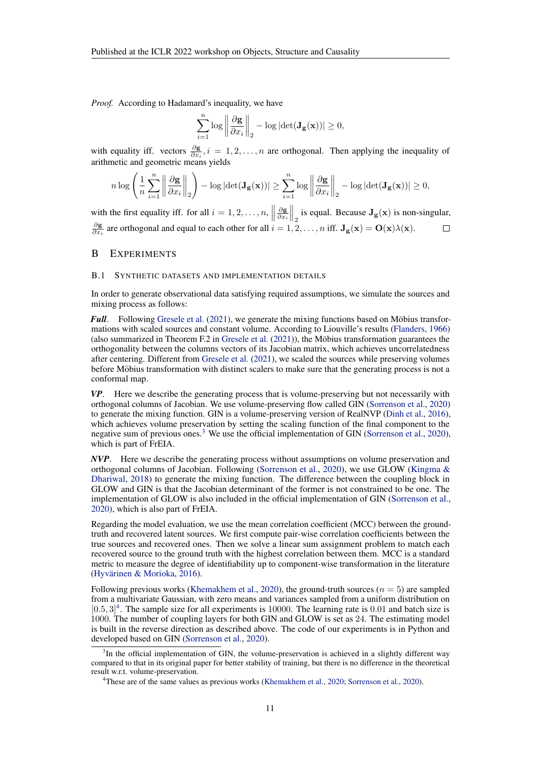*Proof.* According to Hadamard's inequality, we have

$$\sum_{i=1}^{n} \log \left\| \frac{\partial \mathbf{g}}{\partial x_i} \right\|_2 - \log |\det(\mathbf{J_g}(\mathbf{x}))| \geq 0,$$

with equality iff. vectors $\frac{\partial \mathbf{g}}{\partial x_i}, i = 1, 2, \ldots, n$ are orthogonal. Then applying the inequality of arithmetic and geometric means yields

$$n \log \left( \frac{1}{n} \sum_{i=1}^{n} \left\| \frac{\partial \mathbf{g}}{\partial x_i} \right\|_2 \right) - \log |\det(\mathbf{J_g}(\mathbf{x}))| \geq \sum_{i=1}^{n} \log \left\| \frac{\partial \mathbf{g}}{\partial x_i} \right\|_2 - \log |\det(\mathbf{J_g}(\mathbf{x}))| \geq 0,$$

with the first equality iff. for all $i = 1, 2, \ldots, n$, $\left\| \frac{\partial \mathbf{g}}{\partial x_i} \right\|_2$ is equal. Because $\mathbf{J_g}(\mathbf{x})$ is non-singular, $\frac{\partial \mathbf{g}}{\partial x_i}$ are orthogonal and equal to each other for all $i = 1, 2, \ldots, n$ iff. $\mathbf{J_g}(\mathbf{x}) = \mathbf{O}(\mathbf{x})\lambda(\mathbf{x})$. □

# B Experiments

## B.1 Synthetic datasets and implementation details

In order to generate observational data satisfying required assumptions, we simulate the sources and mixing process as follows:

***Full***. Following Gresele et al. (2021), we generate the mixing functions based on Möbius transformations with scaled sources and constant volume. According to Liouville's results (Flanders, 1966) (also summarized in Theorem F.2 in Gresele et al. (2021)), the Möbius transformation guarantees the orthogonality between the columns vectors of its Jacobian matrix, which achieves uncorrelatedness after centering. Different from Gresele et al. (2021), we scaled the sources while preserving volumes before Möbius transformation with distinct scalers to make sure that the generating process is not a conformal map.

***VP***. Here we describe the generating process that is volume-preserving but not necessarily with orthogonal columns of Jacobian. We use volume-preserving flow called GIN (Sorrenson et al., 2020) to generate the mixing function. GIN is a volume-preserving version of RealNVP (Dinh et al., 2016), which achieves volume preservation by setting the scaling function of the final component to the negative sum of previous ones.[3] We use the official implementation of GIN (Sorrenson et al., 2020), which is part of FrEIA.

***NVP***. Here we describe the generating process without assumptions on volume preservation and orthogonal columns of Jacobian. Following (Sorrenson et al., 2020), we use GLOW (Kingma & Dhariwal, 2018) to generate the mixing function. The difference between the coupling block in GLOW and GIN is that the Jacobian determinant of the former is not constrained to be one. The implementation of GLOW is also included in the official implementation of GIN (Sorrenson et al., 2020), which is also part of FrEIA.

Regarding the model evaluation, we use the mean correlation coefficient (MCC) between the ground-truth and recovered latent sources. We first compute pair-wise correlation coefficients between the true sources and recovered ones. Then we solve a linear sum assignment problem to match each recovered source to the ground truth with the highest correlation between them. MCC is a standard metric to measure the degree of identifiability up to component-wise transformation in the literature (Hyvärinen & Morioka, 2016).

Following previous works (Khemakhem et al., 2020), the ground-truth sources ($n = 5$) are sampled from a multivariate Gaussian, with zero means and variances sampled from a uniform distribution on $[0.5, 3]$[4]. The sample size for all experiments is 10000. The learning rate is 0.01 and batch size is 1000. The number of coupling layers for both GIN and GLOW is set as 24. The estimating model is built in the reverse direction as described above. The code of our experiments is in Python and developed based on GIN (Sorrenson et al., 2020).

[3] In the official implementation of GIN, the volume-preservation is achieved in a slightly different way compared to that in its original paper for better stability of training, but there is no difference in the theoretical result w.r.t. volume-preservation.

[4] These are of the same values as previous works (Khemakhem et al., 2020; Sorrenson et al., 2020).